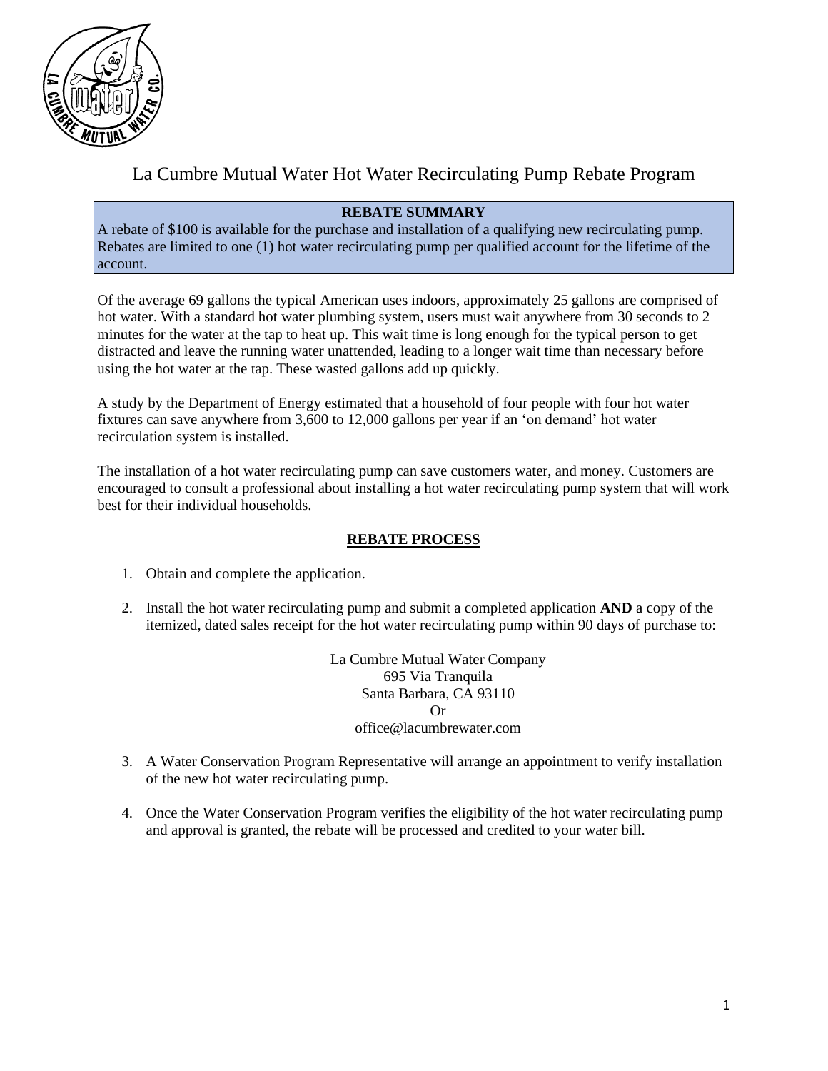# La Cumbre Mutual Water Hot Water Recirculating Pump Rebate Program

**REBATE SUMMARY**

A rebate of $100 is available for the purchase and installation of a qualifying new recirculating pump. Rebates are limited to one (1) hot water recirculating pump per qualified account for the lifetime of the account.

Of the average 69 gallons the typical American uses indoors, approximately 25 gallons are comprised of hot water. With a standard hot water plumbing system, users must wait anywhere from 30 seconds to 2 minutes for the water at the tap to heat up. This wait time is long enough for the typical person to get distracted and leave the running water unattended, leading to a longer wait time than necessary before using the hot water at the tap. These wasted gallons add up quickly.

A study by the Department of Energy estimated that a household of four people with four hot water fixtures can save anywhere from 3,600 to 12,000 gallons per year if an 'on demand' hot water recirculation system is installed.

The installation of a hot water recirculating pump can save customers water, and money. Customers are encouraged to consult a professional about installing a hot water recirculating pump system that will work best for their individual households.

## REBATE PROCESS

1. Obtain and complete the application.
2. Install the hot water recirculating pump and submit a completed application **AND** a copy of the itemized, dated sales receipt for the hot water recirculating pump within 90 days of purchase to:

   La Cumbre Mutual Water Company
   695 Via Tranquila
   Santa Barbara, CA 93110
   Or
   office@lacumbrewater.com

3. A Water Conservation Program Representative will arrange an appointment to verify installation of the new hot water recirculating pump.
4. Once the Water Conservation Program verifies the eligibility of the hot water recirculating pump and approval is granted, the rebate will be processed and credited to your water bill.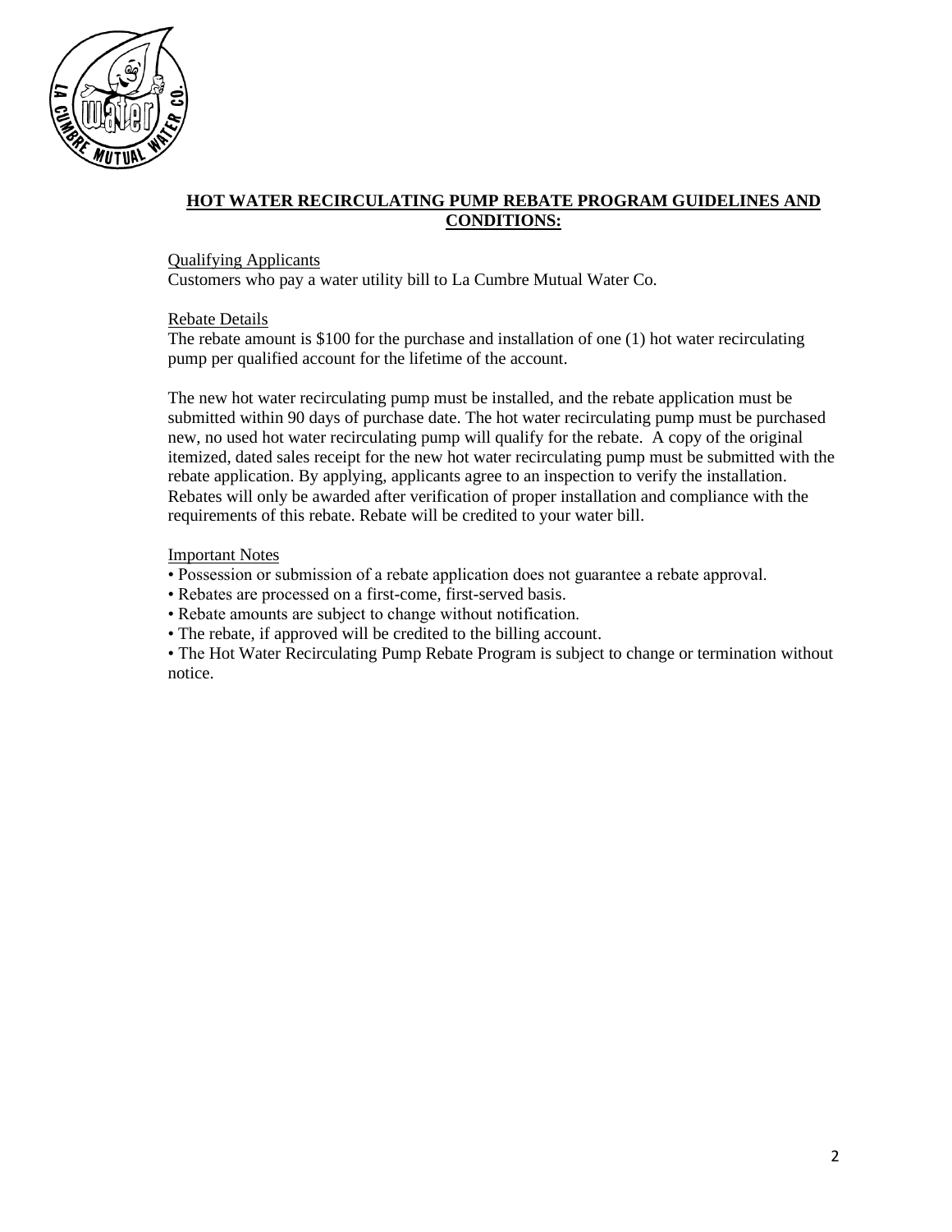## HOT WATER RECIRCULATING PUMP REBATE PROGRAM GUIDELINES AND CONDITIONS:

Qualifying Applicants

Customers who pay a water utility bill to La Cumbre Mutual Water Co.

Rebate Details

The rebate amount is $100 for the purchase and installation of one (1) hot water recirculating pump per qualified account for the lifetime of the account.

The new hot water recirculating pump must be installed, and the rebate application must be submitted within 90 days of purchase date. The hot water recirculating pump must be purchased new, no used hot water recirculating pump will qualify for the rebate. A copy of the original itemized, dated sales receipt for the new hot water recirculating pump must be submitted with the rebate application. By applying, applicants agree to an inspection to verify the installation. Rebates will only be awarded after verification of proper installation and compliance with the requirements of this rebate. Rebate will be credited to your water bill.

Important Notes

- Possession or submission of a rebate application does not guarantee a rebate approval.
- Rebates are processed on a first-come, first-served basis.
- Rebate amounts are subject to change without notification.
- The rebate, if approved will be credited to the billing account.
- The Hot Water Recirculating Pump Rebate Program is subject to change or termination without notice.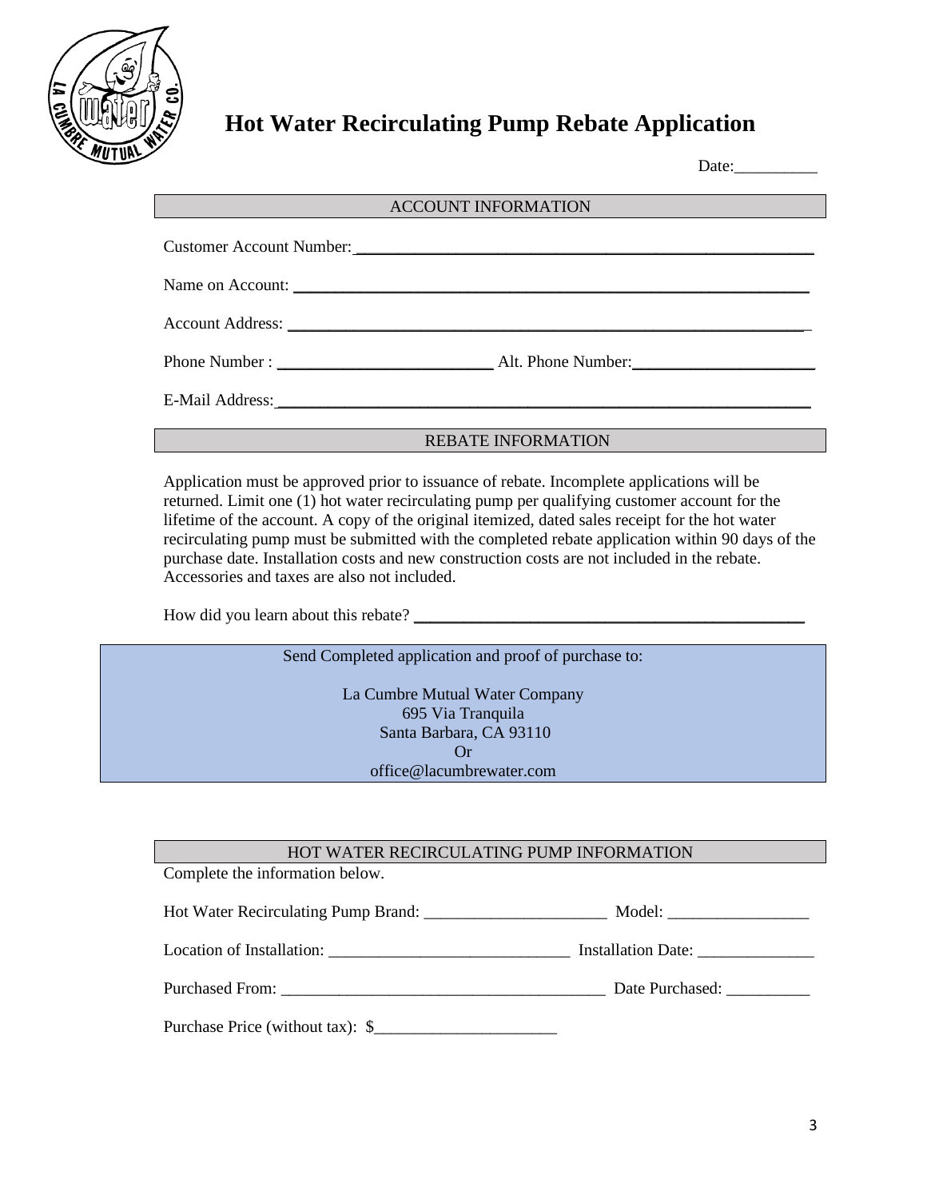# Hot Water Recirculating Pump Rebate Application

Date:__________

## ACCOUNT INFORMATION

Customer Account Number:_______________________________________________

Name on Account: _______________________________________________

Account Address: _______________________________________________

Phone Number : ________________________ Alt. Phone Number:____________________

E-Mail Address:_______________________________________________

## REBATE INFORMATION

Application must be approved prior to issuance of rebate. Incomplete applications will be returned. Limit one (1) hot water recirculating pump per qualifying customer account for the lifetime of the account. A copy of the original itemized, dated sales receipt for the hot water recirculating pump must be submitted with the completed rebate application within 90 days of the purchase date. Installation costs and new construction costs are not included in the rebate. Accessories and taxes are also not included.

How did you learn about this rebate? _______________________________________________

Send Completed application and proof of purchase to:

La Cumbre Mutual Water Company
695 Via Tranquila
Santa Barbara, CA 93110
Or
office@lacumbrewater.com

## HOT WATER RECIRCULATING PUMP INFORMATION

Complete the information below.

Hot Water Recirculating Pump Brand: ______________________ Model: _________________

Location of Installation: _____________________________ Installation Date: ______________

Purchased From: _______________________________________ Date Purchased: __________

Purchase Price (without tax): $______________________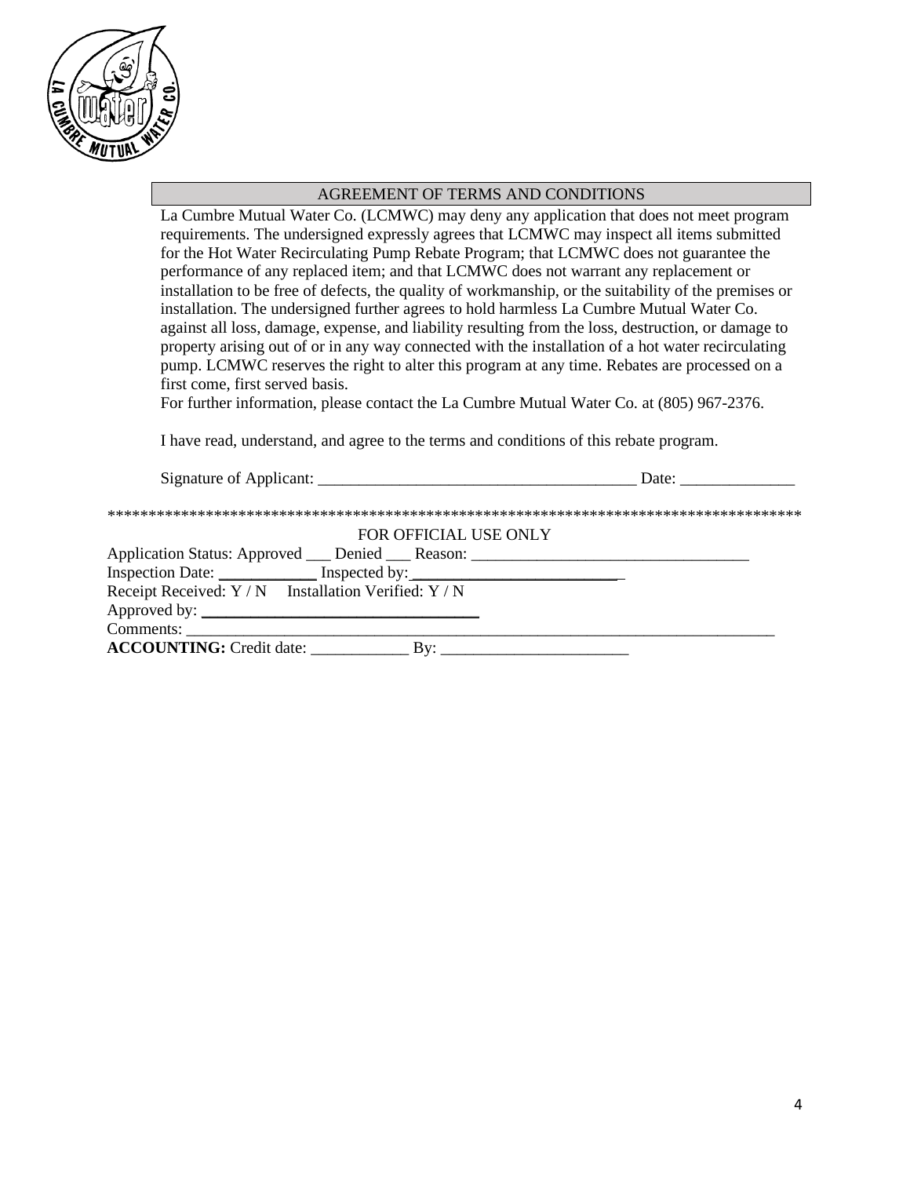## AGREEMENT OF TERMS AND CONDITIONS

La Cumbre Mutual Water Co. (LCMWC) may deny any application that does not meet program requirements. The undersigned expressly agrees that LCMWC may inspect all items submitted for the Hot Water Recirculating Pump Rebate Program; that LCMWC does not guarantee the performance of any replaced item; and that LCMWC does not warrant any replacement or installation to be free of defects, the quality of workmanship, or the suitability of the premises or installation. The undersigned further agrees to hold harmless La Cumbre Mutual Water Co. against all loss, damage, expense, and liability resulting from the loss, destruction, or damage to property arising out of or in any way connected with the installation of a hot water recirculating pump. LCMWC reserves the right to alter this program at any time. Rebates are processed on a first come, first served basis.

For further information, please contact the La Cumbre Mutual Water Co. at (805) 967-2376.

I have read, understand, and agree to the terms and conditions of this rebate program.

Signature of Applicant: _______________________________________ Date: ______________

****************************************************************************************

FOR OFFICIAL USE ONLY

Application Status: Approved ___ Denied ___ Reason: __________________________________

Inspection Date: ____________ Inspected by: _________________________

Receipt Received: Y / N    Installation Verified: Y / N

Approved by: _________________________________

Comments: ____________________________________________________________________________

**ACCOUNTING:** Credit date: ____________ By: _______________________